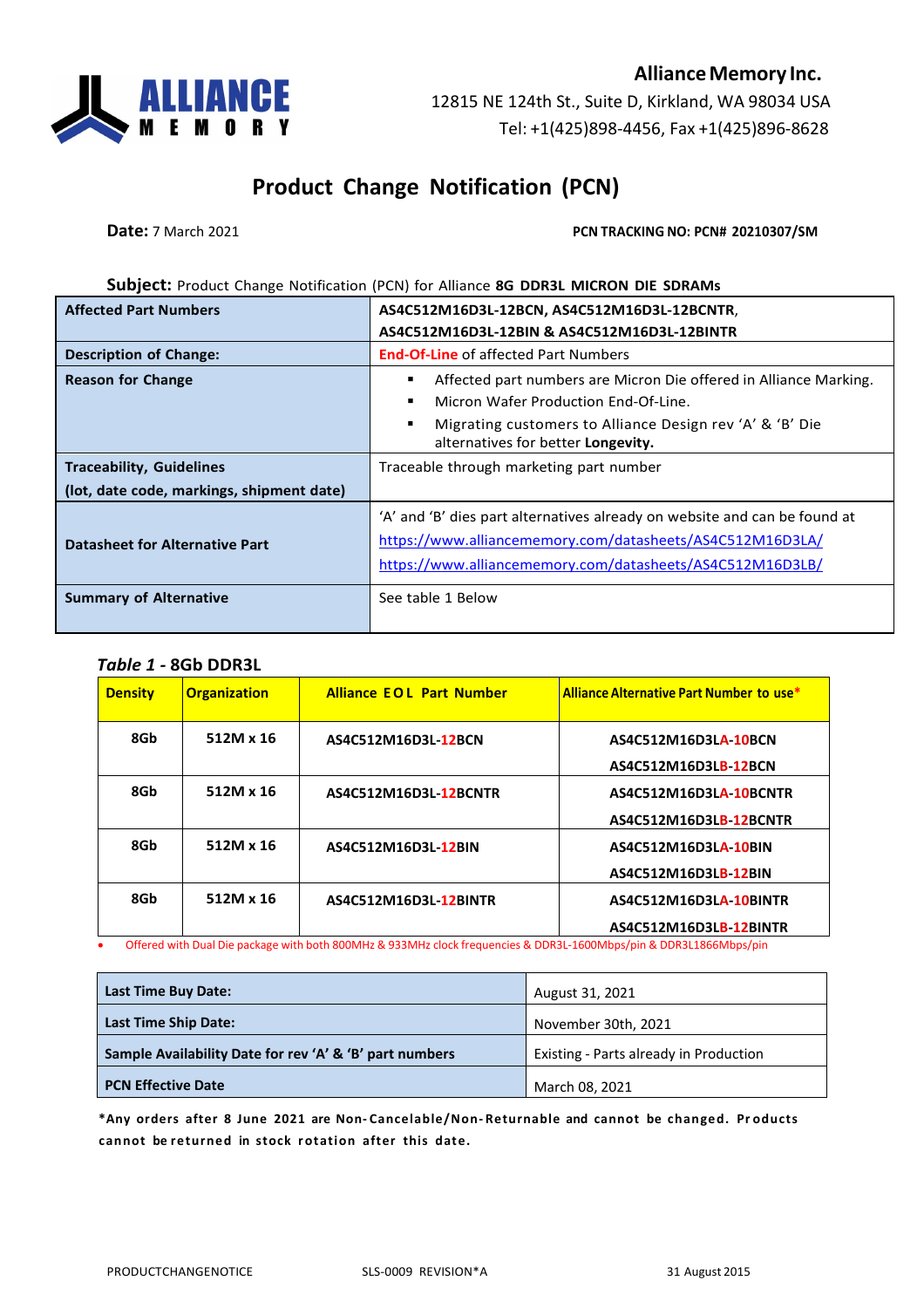**Alliance Memory Inc.**
12815 NE 124th St., Suite D, Kirkland, WA 98034 USA
Tel: +1(425)898-4456, Fax +1(425)896-8628

# Product Change Notification (PCN)

**Date:** 7 March 2021 **PCN TRACKING NO: PCN# 20210307/SM**

**Subject:** Product Change Notification (PCN) for Alliance **8G DDR3L MICRON DIE SDRAMs**

| | |
|---|---|
| **Affected Part Numbers** | **AS4C512M16D3L-12BCN, AS4C512M16D3L-12BCNTR, AS4C512M16D3L-12BIN & AS4C512M16D3L-12BINTR** |
| **Description of Change:** | **End-Of-Line** of affected Part Numbers |
| **Reason for Change** | ▪ Affected part numbers are Micron Die offered in Alliance Marking.<br>▪ Micron Wafer Production End-Of-Line.<br>▪ Migrating customers to Alliance Design rev 'A' & 'B' Die alternatives for better **Longevity.** |
| **Traceability, Guidelines (lot, date code, markings, shipment date)** | Traceable through marketing part number |
| **Datasheet for Alternative Part** | 'A' and 'B' dies part alternatives already on website and can be found at<br>https://www.alliancememory.com/datasheets/AS4C512M16D3LA/<br>https://www.alliancememory.com/datasheets/AS4C512M16D3LB/ |
| **Summary of Alternative** | See table 1 Below |

***Table 1* - 8Gb DDR3L**

| Density | Organization | Alliance EOL Part Number | Alliance Alternative Part Number to use* |
|---|---|---|---|
| 8Gb | 512M x 16 | AS4C512M16D3L-12BCN | AS4C512M16D3LA-10BCN<br>AS4C512M16D3LB-12BCN |
| 8Gb | 512M x 16 | AS4C512M16D3L-12BCNTR | AS4C512M16D3LA-10BCNTR<br>AS4C512M16D3LB-12BCNTR |
| 8Gb | 512M x 16 | AS4C512M16D3L-12BIN | AS4C512M16D3LA-10BIN<br>AS4C512M16D3LB-12BIN |
| 8Gb | 512M x 16 | AS4C512M16D3L-12BINTR | AS4C512M16D3LA-10BINTR<br>AS4C512M16D3LB-12BINTR |

- Offered with Dual Die package with both 800MHz & 933MHz clock frequencies & DDR3L-1600Mbps/pin & DDR3L1866Mbps/pin

| | |
|---|---|
| **Last Time Buy Date:** | August 31, 2021 |
| **Last Time Ship Date:** | November 30th, 2021 |
| **Sample Availability Date for rev 'A' & 'B' part numbers** | Existing - Parts already in Production |
| **PCN Effective Date** | March 08, 2021 |

***Any orders after 8 June 2021 are Non-Cancelable/Non-Returnable and cannot be changed. Products cannot be returned in stock rotation after this date.**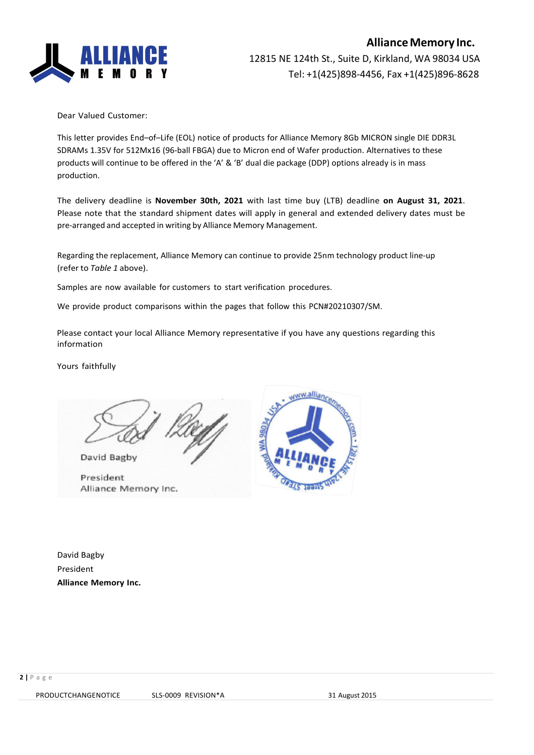**Alliance Memory Inc.**
12815 NE 124th St., Suite D, Kirkland, WA 98034 USA
Tel: +1(425)898-4456, Fax +1(425)896-8628

Dear Valued Customer:

This letter provides End–of–Life (EOL) notice of products for Alliance Memory 8Gb MICRON single DIE DDR3L SDRAMs 1.35V for 512Mx16 (96-ball FBGA) due to Micron end of Wafer production. Alternatives to these products will continue to be offered in the 'A' & 'B' dual die package (DDP) options already is in mass production.

The delivery deadline is **November 30th, 2021** with last time buy (LTB) deadline **on August 31, 2021**. Please note that the standard shipment dates will apply in general and extended delivery dates must be pre-arranged and accepted in writing by Alliance Memory Management.

Regarding the replacement, Alliance Memory can continue to provide 25nm technology product line-up (refer to *Table 1* above).

Samples are now available for customers to start verification procedures.

We provide product comparisons within the pages that follow this PCN#20210307/SM.

Please contact your local Alliance Memory representative if you have any questions regarding this information

Yours faithfully

David Bagby
President
Alliance Memory Inc.

David Bagby
President
**Alliance Memory Inc.**

PRODUCTCHANGENOTICE SLS-0009 REVISION*A 31 August 2015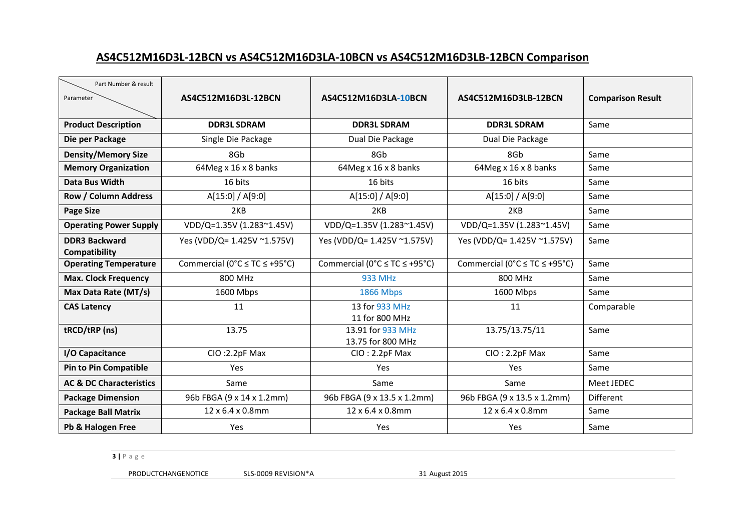## AS4C512M16D3L-12BCN vs AS4C512M16D3LA-10BCN vs AS4C512M16D3LB-12BCN Comparison

| Parameter / Part Number & result | AS4C512M16D3L-12BCN | AS4C512M16D3LA-10BCN | AS4C512M16D3LB-12BCN | Comparison Result |
|---|---|---|---|---|
| **Product Description** | **DDR3L SDRAM** | **DDR3L SDRAM** | **DDR3L SDRAM** | Same |
| **Die per Package** | Single Die Package | Dual Die Package | Dual Die Package | |
| **Density/Memory Size** | 8Gb | 8Gb | 8Gb | Same |
| **Memory Organization** | 64Meg x 16 x 8 banks | 64Meg x 16 x 8 banks | 64Meg x 16 x 8 banks | Same |
| **Data Bus Width** | 16 bits | 16 bits | 16 bits | Same |
| **Row / Column Address** | A[15:0] / A[9:0] | A[15:0] / A[9:0] | A[15:0] / A[9:0] | Same |
| **Page Size** | 2KB | 2KB | 2KB | Same |
| **Operating Power Supply** | VDD/Q=1.35V (1.283~1.45V) | VDD/Q=1.35V (1.283~1.45V) | VDD/Q=1.35V (1.283~1.45V) | Same |
| **DDR3 Backward Compatibility** | Yes (VDD/Q= 1.425V ~1.575V) | Yes (VDD/Q= 1.425V ~1.575V) | Yes (VDD/Q= 1.425V ~1.575V) | Same |
| **Operating Temperature** | Commercial (0°C ≤ TC ≤ +95°C) | Commercial (0°C ≤ TC ≤ +95°C) | Commercial (0°C ≤ TC ≤ +95°C) | Same |
| **Max. Clock Frequency** | 800 MHz | 933 MHz | 800 MHz | Same |
| **Max Data Rate (MT/s)** | 1600 Mbps | 1866 Mbps | 1600 Mbps | Same |
| **CAS Latency** | 11 | 13 for 933 MHz<br>11 for 800 MHz | 11 | Comparable |
| **tRCD/tRP (ns)** | 13.75 | 13.91 for 933 MHz<br>13.75 for 800 MHz | 13.75/13.75/11 | Same |
| **I/O Capacitance** | CIO :2.2pF Max | CIO : 2.2pF Max | CIO : 2.2pF Max | Same |
| **Pin to Pin Compatible** | Yes | Yes | Yes | Same |
| **AC & DC Characteristics** | Same | Same | Same | Meet JEDEC |
| **Package Dimension** | 96b FBGA (9 x 14 x 1.2mm) | 96b FBGA (9 x 13.5 x 1.2mm) | 96b FBGA (9 x 13.5 x 1.2mm) | Different |
| **Package Ball Matrix** | 12 x 6.4 x 0.8mm | 12 x 6.4 x 0.8mm | 12 x 6.4 x 0.8mm | Same |
| **Pb & Halogen Free** | Yes | Yes | Yes | Same |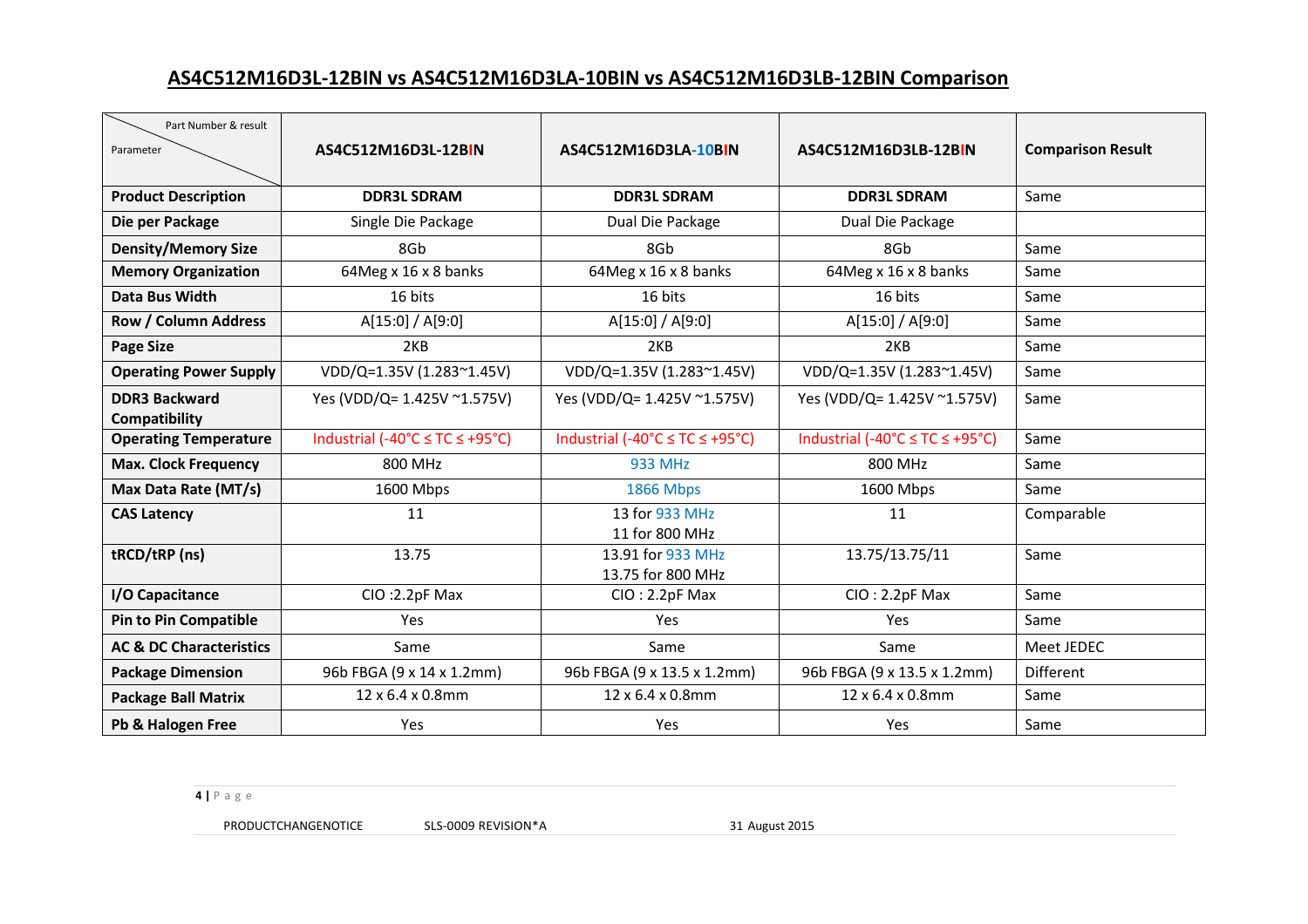## AS4C512M16D3L-12BIN vs AS4C512M16D3LA-10BIN vs AS4C512M16D3LB-12BIN Comparison

| Parameter / Part Number & result | AS4C512M16D3L-12BIN | AS4C512M16D3LA-10BIN | AS4C512M16D3LB-12BIN | Comparison Result |
|---|---|---|---|---|
| **Product Description** | **DDR3L SDRAM** | **DDR3L SDRAM** | **DDR3L SDRAM** | Same |
| **Die per Package** | Single Die Package | Dual Die Package | Dual Die Package | |
| **Density/Memory Size** | 8Gb | 8Gb | 8Gb | Same |
| **Memory Organization** | 64Meg x 16 x 8 banks | 64Meg x 16 x 8 banks | 64Meg x 16 x 8 banks | Same |
| **Data Bus Width** | 16 bits | 16 bits | 16 bits | Same |
| **Row / Column Address** | A[15:0] / A[9:0] | A[15:0] / A[9:0] | A[15:0] / A[9:0] | Same |
| **Page Size** | 2KB | 2KB | 2KB | Same |
| **Operating Power Supply** | VDD/Q=1.35V (1.283~1.45V) | VDD/Q=1.35V (1.283~1.45V) | VDD/Q=1.35V (1.283~1.45V) | Same |
| **DDR3 Backward Compatibility** | Yes (VDD/Q= 1.425V ~1.575V) | Yes (VDD/Q= 1.425V ~1.575V) | Yes (VDD/Q= 1.425V ~1.575V) | Same |
| **Operating Temperature** | Industrial (-40°C ≤ TC ≤ +95°C) | Industrial (-40°C ≤ TC ≤ +95°C) | Industrial (-40°C ≤ TC ≤ +95°C) | Same |
| **Max. Clock Frequency** | 800 MHz | 933 MHz | 800 MHz | Same |
| **Max Data Rate (MT/s)** | 1600 Mbps | 1866 Mbps | 1600 Mbps | Same |
| **CAS Latency** | 11 | 13 for 933 MHz<br>11 for 800 MHz | 11 | Comparable |
| **tRCD/tRP (ns)** | 13.75 | 13.91 for 933 MHz<br>13.75 for 800 MHz | 13.75/13.75/11 | Same |
| **I/O Capacitance** | CIO :2.2pF Max | CIO : 2.2pF Max | CIO : 2.2pF Max | Same |
| **Pin to Pin Compatible** | Yes | Yes | Yes | Same |
| **AC & DC Characteristics** | Same | Same | Same | Meet JEDEC |
| **Package Dimension** | 96b FBGA (9 x 14 x 1.2mm) | 96b FBGA (9 x 13.5 x 1.2mm) | 96b FBGA (9 x 13.5 x 1.2mm) | Different |
| **Package Ball Matrix** | 12 x 6.4 x 0.8mm | 12 x 6.4 x 0.8mm | 12 x 6.4 x 0.8mm | Same |
| **Pb & Halogen Free** | Yes | Yes | Yes | Same |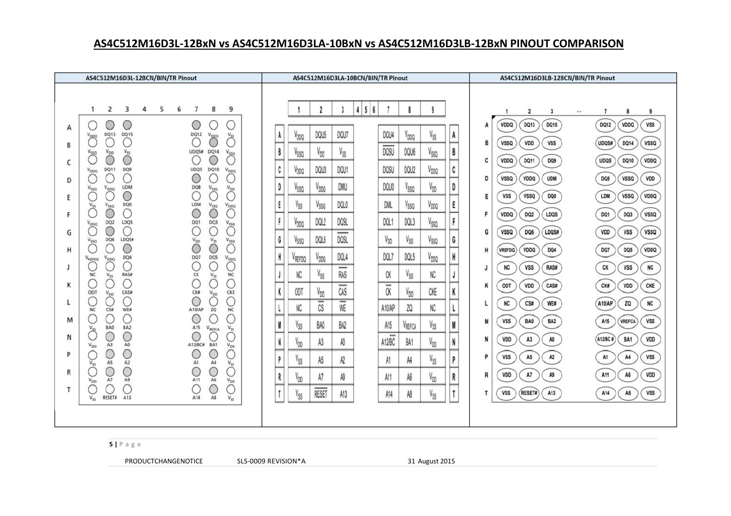## AS4C512M16D3L-12BxN vs AS4C512M16D3LA-10BxN vs AS4C512M16D3LB-12BxN PINOUT COMPARISON

### AS4C512M16D3L-12BCN/BIN/TR Pinout

| | 1 | 2 | 3 | 4 | 5 | 6 | 7 | 8 | 9 |
|---|---|---|---|---|---|---|---|---|---|
| A | $V_{DDQ}$ | DQ13 | DQ15 | | | | DQ12 | $V_{DDQ}$ | $V_{SS}$ |
| B | $V_{SSQ}$ | $V_{DD}$ | $V_{SS}$ | | | | UDQS# | DQ14 | $V_{SSQ}$ |
| C | $V_{DDQ}$ | DQ11 | DQ9 | | | | UDQS | DQ10 | $V_{DDQ}$ |
| D | $V_{SSQ}$ | $V_{DDQ}$ | UDM | | | | DQ8 | $V_{SSQ}$ | $V_{DD}$ |
| E | $V_{SS}$ | $V_{SSQ}$ | DQ0 | | | | LDM | $V_{SSQ}$ | $V_{DDQ}$ |
| F | $V_{DDQ}$ | DQ2 | LDQS | | | | DQ1 | DQ3 | $V_{SSQ}$ |
| G | $V_{SSQ}$ | DQ6 | LDQS# | | | | $V_{DD}$ | $V_{SS}$ | $V_{SSQ}$ |
| H | $V_{REFDQ}$ | $V_{DDQ}$ | DQ4 | | | | DQ7 | DQ5 | $V_{DDQ}$ |
| J | NC | $V_{SS}$ | RAS# | | | | CK | $V_{SS}$ | NC |
| K | ODT | $V_{DD}$ | CAS# | | | | CK# | $V_{DD}$ | CKE |
| L | NC | CS# | WE# | | | | A10/AP | ZQ | NC |
| M | $V_{SS}$ | BA0 | BA2 | | | | A15 | $V_{REFCA}$ | $V_{SS}$ |
| N | $V_{DD}$ | A3 | A0 | | | | A12/BC# | BA1 | $V_{DD}$ |
| P | $V_{SS}$ | A5 | A2 | | | | A1 | A4 | $V_{SS}$ |
| R | $V_{DD}$ | A7 | A9 | | | | A11 | A6 | $V_{DD}$ |
| T | $V_{SS}$ | RESET# | A13 | | | | A14 | A8 | $V_{SS}$ |

### AS4C512M16D3LA-10BCN/BIN/TR Pinout

| | 1 | 2 | 3 | 4 | 5 | 6 | 7 | 8 | 9 | |
|---|---|---|---|---|---|---|---|---|---|---|
| A | $V_{DDQ}$ | DQU5 | DQU7 | | | | DQU4 | $V_{DDQ}$ | $V_{SS}$ | A |
| B | $V_{SSQ}$ | $V_{DD}$ | $V_{SS}$ | | | | $\overline{DQSU}$ | DQU6 | $V_{SSQ}$ | B |
| C | $V_{DDQ}$ | DQU3 | DQU1 | | | | DQSU | DQU2 | $V_{DDQ}$ | C |
| D | $V_{SSQ}$ | $V_{DDQ}$ | DMU | | | | DQU0 | $V_{SSQ}$ | $V_{DD}$ | D |
| E | $V_{SS}$ | $V_{SSQ}$ | DQL0 | | | | DML | $V_{SSQ}$ | $V_{DDQ}$ | E |
| F | $V_{DDQ}$ | DQL2 | DQSL | | | | DQL1 | DQL3 | $V_{SSQ}$ | F |
| G | $V_{SSQ}$ | DQL6 | $\overline{DQSL}$ | | | | $V_{DD}$ | $V_{SS}$ | $V_{SSQ}$ | G |
| H | $V_{REFDQ}$ | $V_{DDQ}$ | DQL4 | | | | DQL7 | DQL5 | $V_{DDQ}$ | H |
| J | NC | $V_{SS}$ | $\overline{RAS}$ | | | | CK | $V_{SS}$ | NC | J |
| K | ODT | $V_{DD}$ | $\overline{CAS}$ | | | | $\overline{CK}$ | $V_{DD}$ | CKE | K |
| L | NC | $\overline{CS}$ | $\overline{WE}$ | | | | A10/AP | ZQ | NC | L |
| M | $V_{SS}$ | BA0 | BA2 | | | | A15 | $V_{REFCA}$ | $V_{SS}$ | M |
| N | $V_{DD}$ | A3 | A0 | | | | A12/$\overline{BC}$ | BA1 | $V_{DD}$ | N |
| P | $V_{SS}$ | A5 | A2 | | | | A1 | A4 | $V_{SS}$ | P |
| R | $V_{DD}$ | A7 | A9 | | | | A11 | A6 | $V_{DD}$ | R |
| T | $V_{SS}$ | $\overline{RESET}$ | A13 | | | | A14 | A8 | $V_{SS}$ | T |

### AS4C512M16D3LB-12BCN/BIN/TR Pinout

| | 1 | 2 | 3 | ... | 7 | 8 | 9 |
|---|---|---|---|---|---|---|---|
| A | VDDQ | DQ13 | DQ15 | | DQ12 | VDDQ | VSS |
| B | VSSQ | VDD | VSS | | UDQS# | DQ14 | VSSQ |
| C | VDDQ | DQ11 | DQ9 | | UDQS | DQ10 | VDDQ |
| D | VSSQ | VDDQ | UDM | | DQ8 | VSSQ | VDD |
| E | VSS | VSSQ | DQ0 | | LDM | VSSQ | VDDQ |
| F | VDDQ | DQ2 | LDQS | | DQ1 | DQ3 | VSSQ |
| G | VSSQ | DQ6 | LDQS# | | VDD | VSS | VSSQ |
| H | VREFDQ | VDDQ | DQ4 | | DQ7 | DQ5 | VDDQ |
| J | NC | VSS | RAS# | | CK | VSS | NC |
| K | ODT | VDD | CAS# | | CK# | VDD | CKE |
| L | NC | CS# | WE# | | A10/AP | ZQ | NC |
| M | VSS | BA0 | BA2 | | A15 | VREFCA | VSS |
| N | VDD | A3 | A0 | | A12/BC# | BA1 | VDD |
| P | VSS | A5 | A2 | | A1 | A4 | VSS |
| R | VDD | A7 | A9 | | A11 | A6 | VDD |
| T | VSS | RESET# | A13 | | A14 | A8 | VSS |

PRODUCTCHANGENOTICE SLS-0009 REVISION*A 31 August 2015